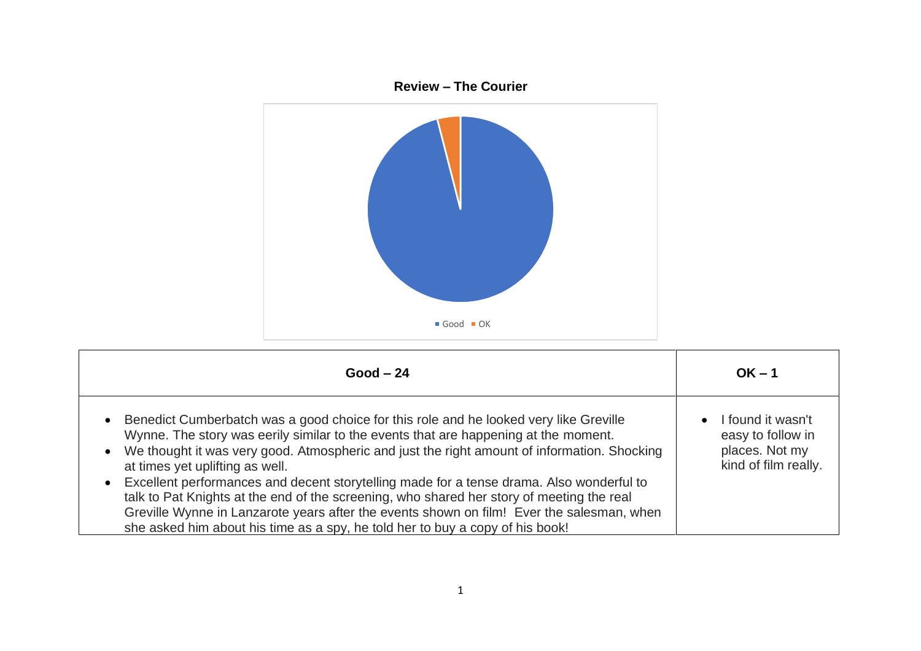**Review – The Courier**

Good OK

| Good – 24 | OK – 1 |
|---|---|
| • Benedict Cumberbatch was a good choice for this role and he looked very like Greville Wynne. The story was eerily similar to the events that are happening at the moment.<br>• We thought it was very good. Atmospheric and just the right amount of information. Shocking at times yet uplifting as well.<br>• Excellent performances and decent storytelling made for a tense drama. Also wonderful to talk to Pat Knights at the end of the screening, who shared her story of meeting the real Greville Wynne in Lanzarote years after the events shown on film! Ever the salesman, when she asked him about his time as a spy, he told her to buy a copy of his book! | • I found it wasn't easy to follow in places. Not my kind of film really. |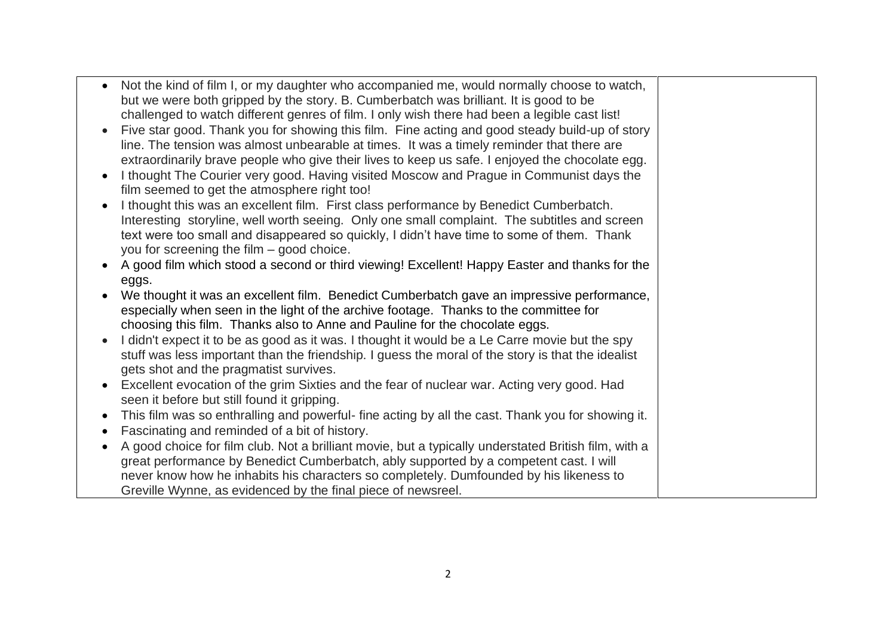| | |
|---|---|
| • Not the kind of film I, or my daughter who accompanied me, would normally choose to watch, but we were both gripped by the story. B. Cumberbatch was brilliant. It is good to be challenged to watch different genres of film. I only wish there had been a legible cast list!<br>• Five star good. Thank you for showing this film. Fine acting and good steady build-up of story line. The tension was almost unbearable at times. It was a timely reminder that there are extraordinarily brave people who give their lives to keep us safe. I enjoyed the chocolate egg.<br>• I thought The Courier very good. Having visited Moscow and Prague in Communist days the film seemed to get the atmosphere right too!<br>• I thought this was an excellent film. First class performance by Benedict Cumberbatch. Interesting storyline, well worth seeing. Only one small complaint. The subtitles and screen text were too small and disappeared so quickly, I didn't have time to some of them. Thank you for screening the film – good choice.<br>• A good film which stood a second or third viewing! Excellent! Happy Easter and thanks for the eggs.<br>• We thought it was an excellent film. Benedict Cumberbatch gave an impressive performance, especially when seen in the light of the archive footage. Thanks to the committee for choosing this film. Thanks also to Anne and Pauline for the chocolate eggs.<br>• I didn't expect it to be as good as it was. I thought it would be a Le Carre movie but the spy stuff was less important than the friendship. I guess the moral of the story is that the idealist gets shot and the pragmatist survives.<br>• Excellent evocation of the grim Sixties and the fear of nuclear war. Acting very good. Had seen it before but still found it gripping.<br>• This film was so enthralling and powerful- fine acting by all the cast. Thank you for showing it.<br>• Fascinating and reminded of a bit of history.<br>• A good choice for film club. Not a brilliant movie, but a typically understated British film, with a great performance by Benedict Cumberbatch, ably supported by a competent cast. I will never know how he inhabits his characters so completely. Dumfounded by his likeness to Greville Wynne, as evidenced by the final piece of newsreel. | |